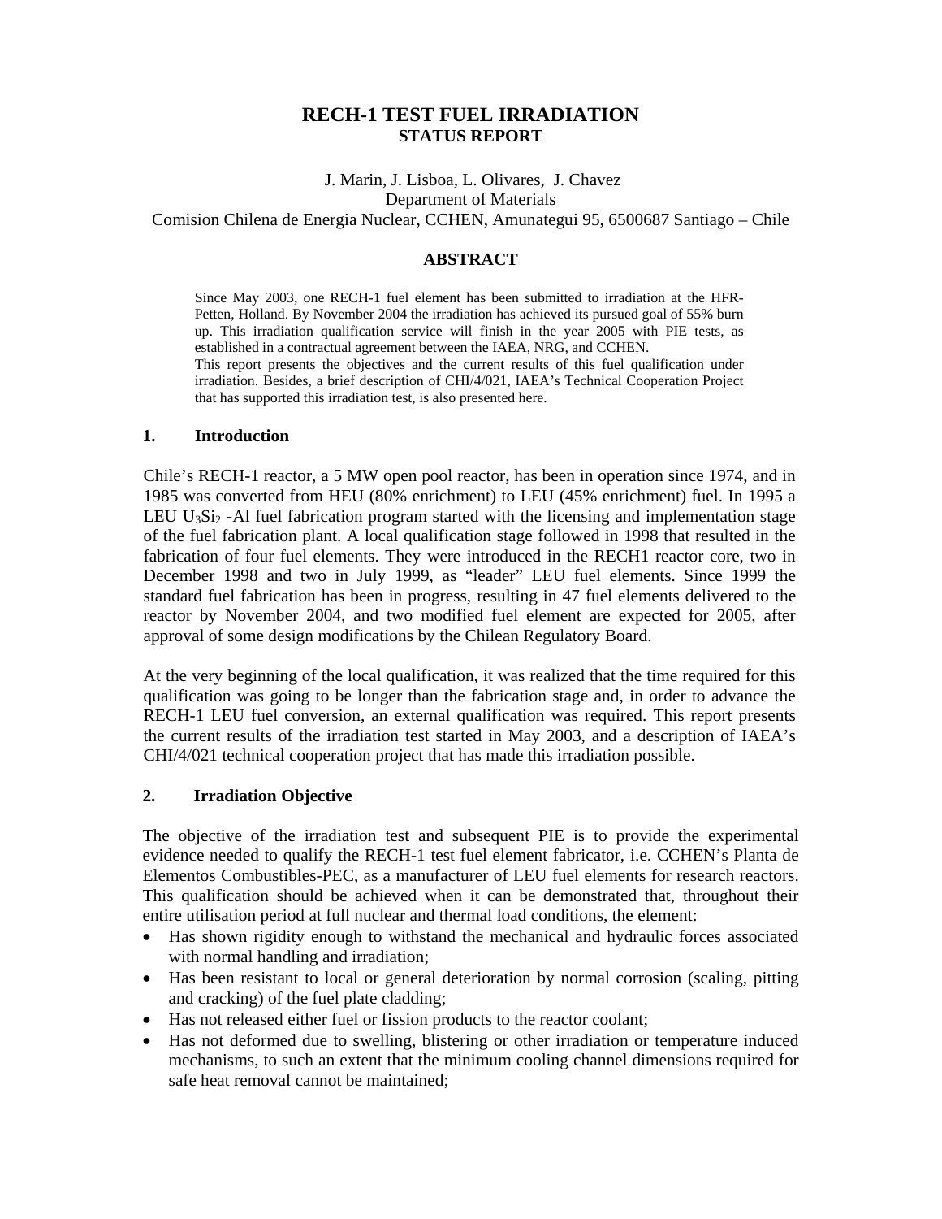# RECH-1 TEST FUEL IRRADIATION
## STATUS REPORT

J. Marin, J. Lisboa, L. Olivares, J. Chavez
Department of Materials
Comision Chilena de Energia Nuclear, CCHEN, Amunategui 95, 6500687 Santiago – Chile

### ABSTRACT

Since May 2003, one RECH-1 fuel element has been submitted to irradiation at the HFR-Petten, Holland. By November 2004 the irradiation has achieved its pursued goal of 55% burn up. This irradiation qualification service will finish in the year 2005 with PIE tests, as established in a contractual agreement between the IAEA, NRG, and CCHEN.
This report presents the objectives and the current results of this fuel qualification under irradiation. Besides, a brief description of CHI/4/021, IAEA's Technical Cooperation Project that has supported this irradiation test, is also presented here.

## 1. Introduction

Chile's RECH-1 reactor, a 5 MW open pool reactor, has been in operation since 1974, and in 1985 was converted from HEU (80% enrichment) to LEU (45% enrichment) fuel. In 1995 a LEU $U_3Si_2$ -Al fuel fabrication program started with the licensing and implementation stage of the fuel fabrication plant. A local qualification stage followed in 1998 that resulted in the fabrication of four fuel elements. They were introduced in the RECH1 reactor core, two in December 1998 and two in July 1999, as "leader" LEU fuel elements. Since 1999 the standard fuel fabrication has been in progress, resulting in 47 fuel elements delivered to the reactor by November 2004, and two modified fuel element are expected for 2005, after approval of some design modifications by the Chilean Regulatory Board.

At the very beginning of the local qualification, it was realized that the time required for this qualification was going to be longer than the fabrication stage and, in order to advance the RECH-1 LEU fuel conversion, an external qualification was required. This report presents the current results of the irradiation test started in May 2003, and a description of IAEA's CHI/4/021 technical cooperation project that has made this irradiation possible.

## 2. Irradiation Objective

The objective of the irradiation test and subsequent PIE is to provide the experimental evidence needed to qualify the RECH-1 test fuel element fabricator, i.e. CCHEN's Planta de Elementos Combustibles-PEC, as a manufacturer of LEU fuel elements for research reactors. This qualification should be achieved when it can be demonstrated that, throughout their entire utilisation period at full nuclear and thermal load conditions, the element:

- Has shown rigidity enough to withstand the mechanical and hydraulic forces associated with normal handling and irradiation;
- Has been resistant to local or general deterioration by normal corrosion (scaling, pitting and cracking) of the fuel plate cladding;
- Has not released either fuel or fission products to the reactor coolant;
- Has not deformed due to swelling, blistering or other irradiation or temperature induced mechanisms, to such an extent that the minimum cooling channel dimensions required for safe heat removal cannot be maintained;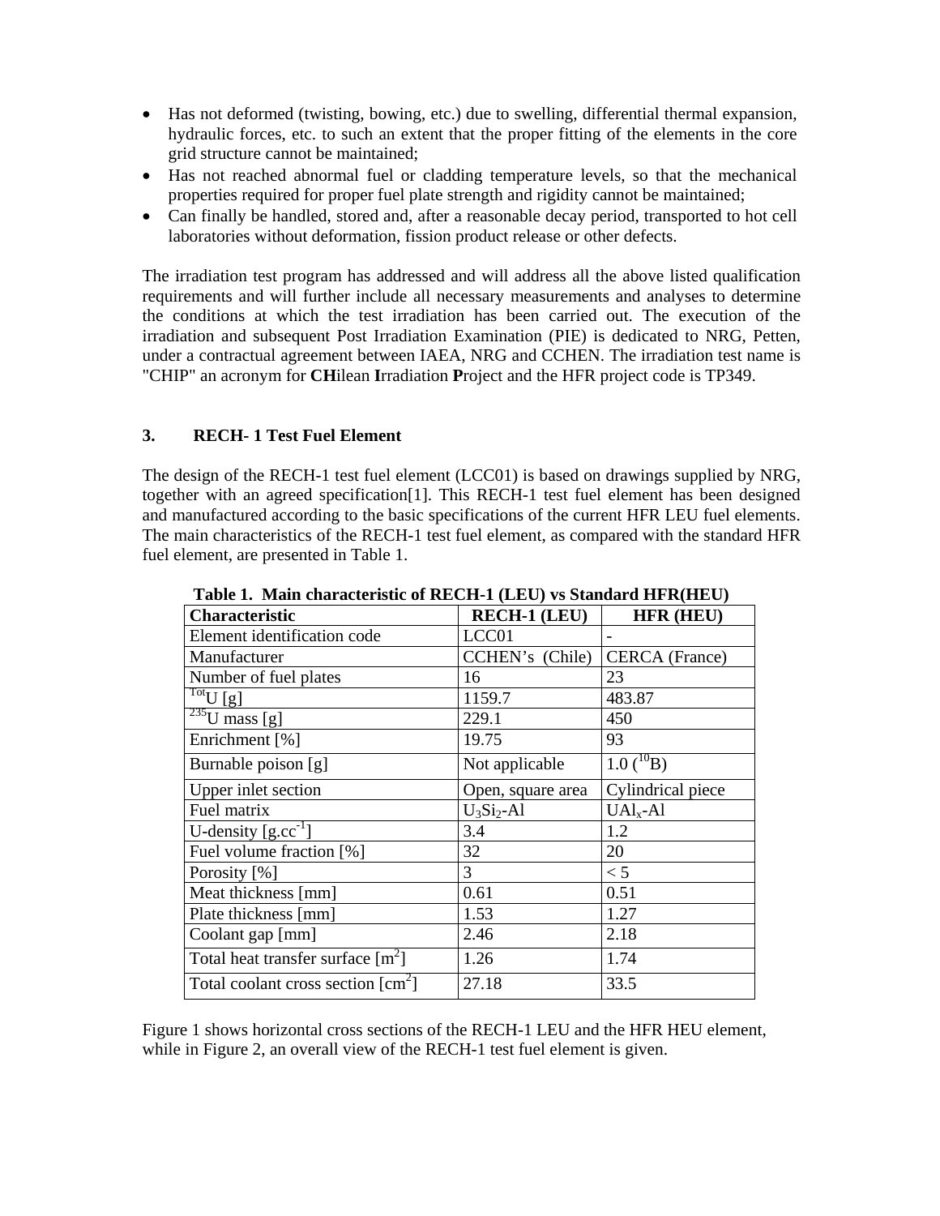- Has not deformed (twisting, bowing, etc.) due to swelling, differential thermal expansion, hydraulic forces, etc. to such an extent that the proper fitting of the elements in the core grid structure cannot be maintained;
- Has not reached abnormal fuel or cladding temperature levels, so that the mechanical properties required for proper fuel plate strength and rigidity cannot be maintained;
- Can finally be handled, stored and, after a reasonable decay period, transported to hot cell laboratories without deformation, fission product release or other defects.

The irradiation test program has addressed and will address all the above listed qualification requirements and will further include all necessary measurements and analyses to determine the conditions at which the test irradiation has been carried out. The execution of the irradiation and subsequent Post Irradiation Examination (PIE) is dedicated to NRG, Petten, under a contractual agreement between IAEA, NRG and CCHEN. The irradiation test name is "CHIP" an acronym for **CH**ilean **I**rradiation **P**roject and the HFR project code is TP349.

## 3. RECH- 1 Test Fuel Element

The design of the RECH-1 test fuel element (LCC01) is based on drawings supplied by NRG, together with an agreed specification[1]. This RECH-1 test fuel element has been designed and manufactured according to the basic specifications of the current HFR LEU fuel elements. The main characteristics of the RECH-1 test fuel element, as compared with the standard HFR fuel element, are presented in Table 1.

**Table 1. Main characteristic of RECH-1 (LEU) vs Standard HFR(HEU)**

| Characteristic | RECH-1 (LEU) | HFR (HEU) |
|---|---|---|
| Element identification code | LCC01 | - |
| Manufacturer | CCHEN's (Chile) | CERCA (France) |
| Number of fuel plates | 16 | 23 |
| $^{Tot}U$ [g] | 1159.7 | 483.87 |
| $^{235}U$ mass [g] | 229.1 | 450 |
| Enrichment [%] | 19.75 | 93 |
| Burnable poison [g] | Not applicable | 1.0 ($^{10}B$) |
| Upper inlet section | Open, square area | Cylindrical piece |
| Fuel matrix | $U_3Si_2$-Al | $UAl_x$-Al |
| U-density [$g.cc^{-1}$] | 3.4 | 1.2 |
| Fuel volume fraction [%] | 32 | 20 |
| Porosity [%] | 3 | < 5 |
| Meat thickness [mm] | 0.61 | 0.51 |
| Plate thickness [mm] | 1.53 | 1.27 |
| Coolant gap [mm] | 2.46 | 2.18 |
| Total heat transfer surface [$m^2$] | 1.26 | 1.74 |
| Total coolant cross section [$cm^2$] | 27.18 | 33.5 |

Figure 1 shows horizontal cross sections of the RECH-1 LEU and the HFR HEU element, while in Figure 2, an overall view of the RECH-1 test fuel element is given.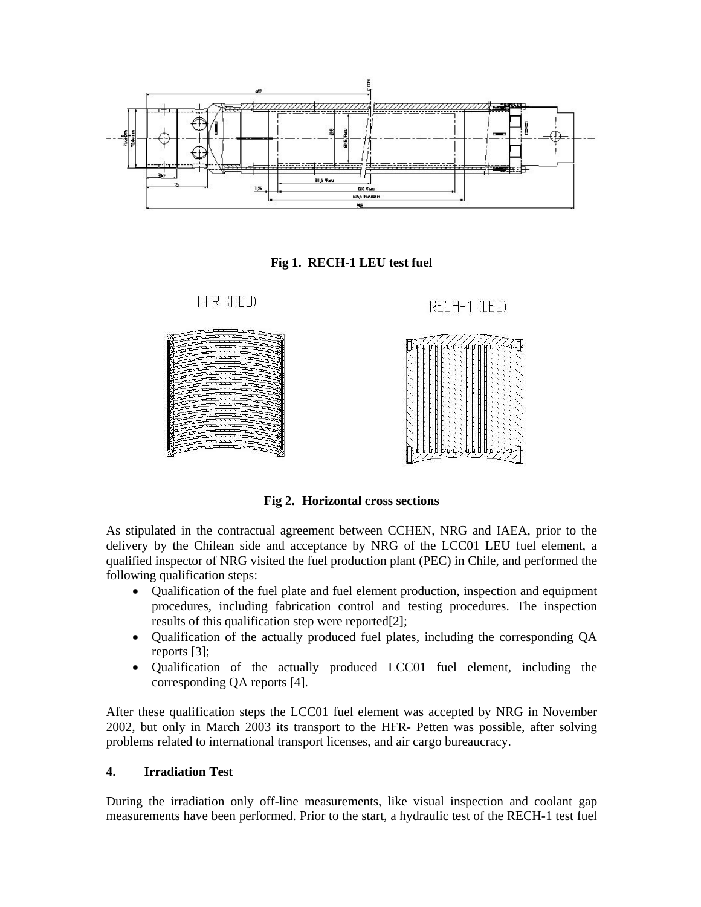**Fig 1. RECH-1 LEU test fuel**

**Fig 2. Horizontal cross sections**

As stipulated in the contractual agreement between CCHEN, NRG and IAEA, prior to the delivery by the Chilean side and acceptance by NRG of the LCC01 LEU fuel element, a qualified inspector of NRG visited the fuel production plant (PEC) in Chile, and performed the following qualification steps:

- Qualification of the fuel plate and fuel element production, inspection and equipment procedures, including fabrication control and testing procedures. The inspection results of this qualification step were reported[2];
- Qualification of the actually produced fuel plates, including the corresponding QA reports [3];
- Qualification of the actually produced LCC01 fuel element, including the corresponding QA reports [4].

After these qualification steps the LCC01 fuel element was accepted by NRG in November 2002, but only in March 2003 its transport to the HFR- Petten was possible, after solving problems related to international transport licenses, and air cargo bureaucracy.

## 4. Irradiation Test

During the irradiation only off-line measurements, like visual inspection and coolant gap measurements have been performed. Prior to the start, a hydraulic test of the RECH-1 test fuel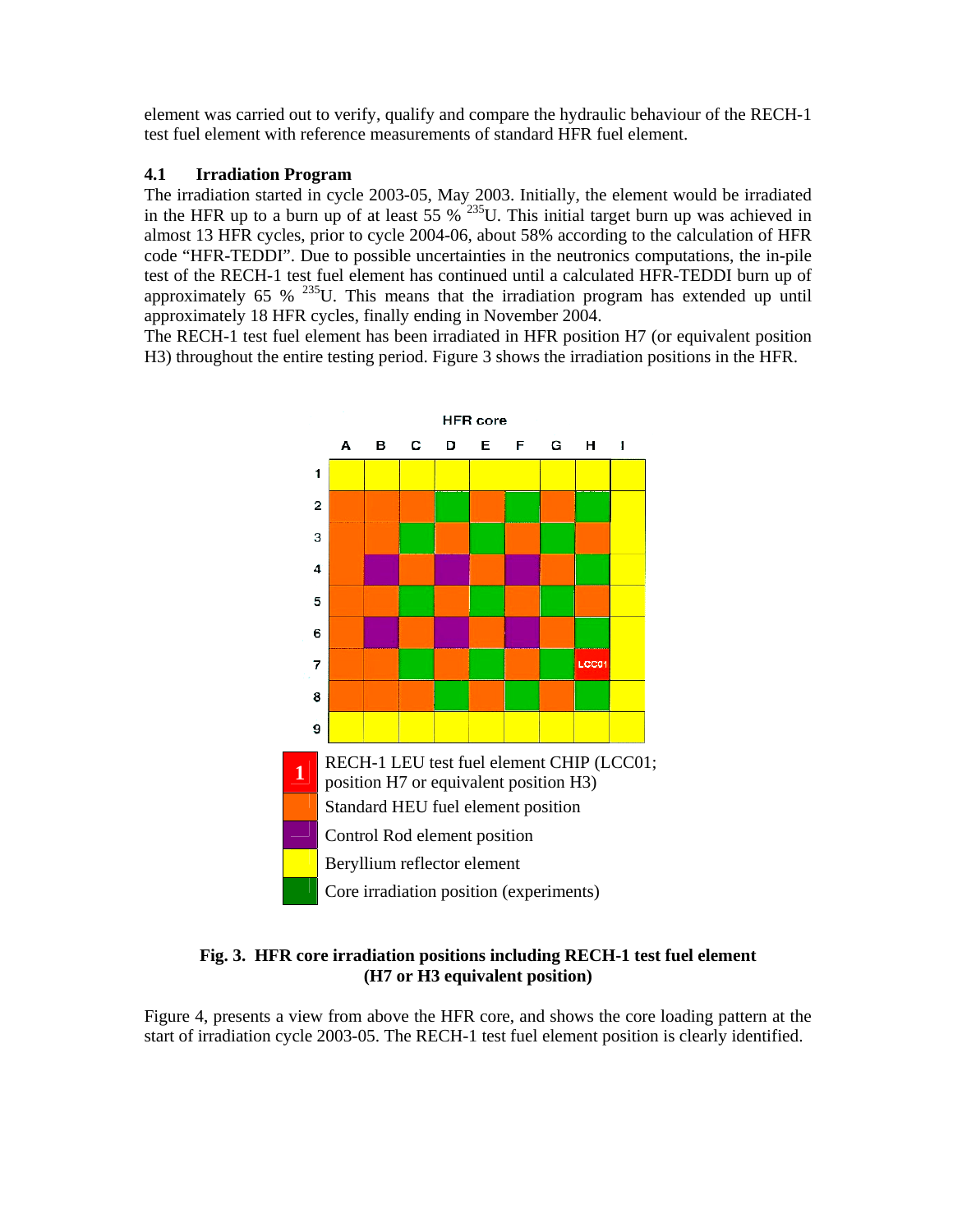element was carried out to verify, qualify and compare the hydraulic behaviour of the RECH-1 test fuel element with reference measurements of standard HFR fuel element.

### 4.1 Irradiation Program

The irradiation started in cycle 2003-05, May 2003. Initially, the element would be irradiated in the HFR up to a burn up of at least 55 % $^{235}$U. This initial target burn up was achieved in almost 13 HFR cycles, prior to cycle 2004-06, about 58% according to the calculation of HFR code "HFR-TEDDI". Due to possible uncertainties in the neutronics computations, the in-pile test of the RECH-1 test fuel element has continued until a calculated HFR-TEDDI burn up of approximately 65 % $^{235}$U. This means that the irradiation program has extended up until approximately 18 HFR cycles, finally ending in November 2004.

The RECH-1 test fuel element has been irradiated in HFR position H7 (or equivalent position H3) throughout the entire testing period. Figure 3 shows the irradiation positions in the HFR.

HFR core

| | A | B | C | D | E | F | G | H | I |
|---|---|---|---|---|---|---|---|---|---|
| 1 | | | | | | | | | |
| 2 | | | | | | | | | |
| 3 | | | | | | | | | |
| 4 | | | | | | | | | |
| 5 | | | | | | | | | |
| 6 | | | | | | | | | |
| 7 | | | | | | | | LCC01 | |
| 8 | | | | | | | | | |
| 9 | | | | | | | | | |

1 RECH-1 LEU test fuel element CHIP (LCC01; position H7 or equivalent position H3)

Standard HEU fuel element position

Control Rod element position

Beryllium reflector element

Core irradiation position (experiments)

**Fig. 3. HFR core irradiation positions including RECH-1 test fuel element (H7 or H3 equivalent position)**

Figure 4, presents a view from above the HFR core, and shows the core loading pattern at the start of irradiation cycle 2003-05. The RECH-1 test fuel element position is clearly identified.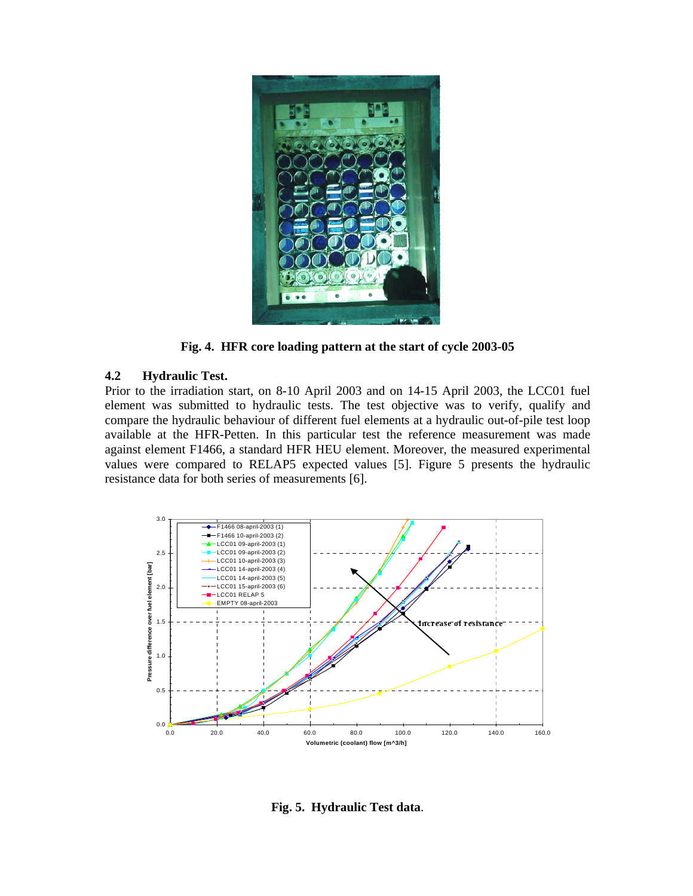Fig. 4. HFR core loading pattern at the start of cycle 2003-05

### 4.2 Hydraulic Test.

Prior to the irradiation start, on 8-10 April 2003 and on 14-15 April 2003, the LCC01 fuel element was submitted to hydraulic tests. The test objective was to verify, qualify and compare the hydraulic behaviour of different fuel elements at a hydraulic out-of-pile test loop available at the HFR-Petten. In this particular test the reference measurement was made against element F1466, a standard HFR HEU element. Moreover, the measured experimental values were compared to RELAP5 expected values [5]. Figure 5 presents the hydraulic resistance data for both series of measurements [6].

Fig. 5. Hydraulic Test data.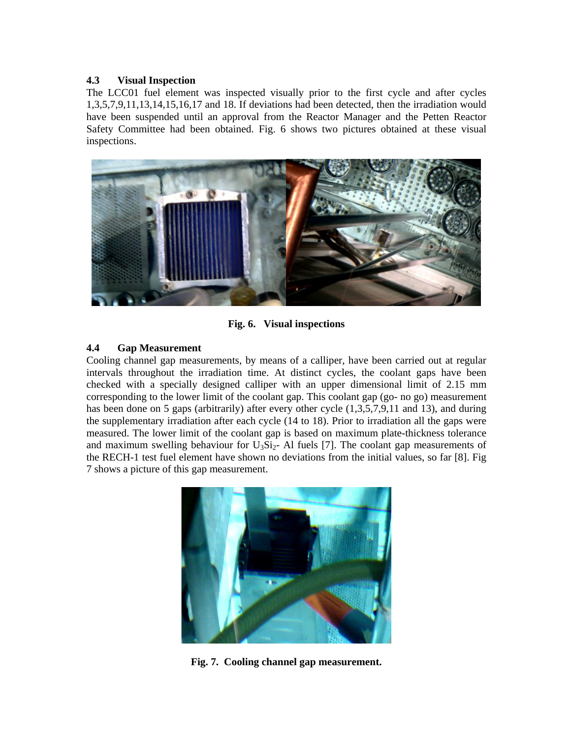### 4.3 Visual Inspection

The LCC01 fuel element was inspected visually prior to the first cycle and after cycles 1,3,5,7,9,11,13,14,15,16,17 and 18. If deviations had been detected, then the irradiation would have been suspended until an approval from the Reactor Manager and the Petten Reactor Safety Committee had been obtained. Fig. 6 shows two pictures obtained at these visual inspections.

**Fig. 6. Visual inspections**

### 4.4 Gap Measurement

Cooling channel gap measurements, by means of a calliper, have been carried out at regular intervals throughout the irradiation time. At distinct cycles, the coolant gaps have been checked with a specially designed calliper with an upper dimensional limit of 2.15 mm corresponding to the lower limit of the coolant gap. This coolant gap (go- no go) measurement has been done on 5 gaps (arbitrarily) after every other cycle (1,3,5,7,9,11 and 13), and during the supplementary irradiation after each cycle (14 to 18). Prior to irradiation all the gaps were measured. The lower limit of the coolant gap is based on maximum plate-thickness tolerance and maximum swelling behaviour for $U_3Si_2$- Al fuels [7]. The coolant gap measurements of the RECH-1 test fuel element have shown no deviations from the initial values, so far [8]. Fig 7 shows a picture of this gap measurement.

**Fig. 7. Cooling channel gap measurement.**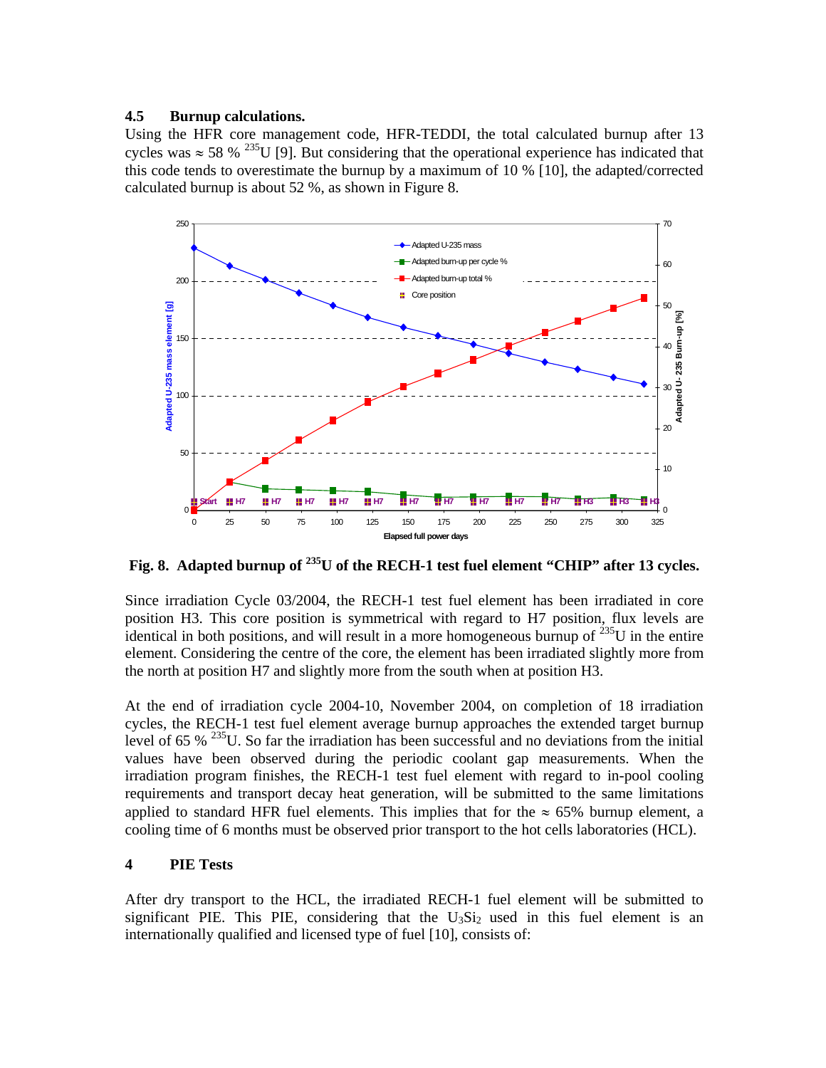### 4.5 Burnup calculations.

Using the HFR core management code, HFR-TEDDI, the total calculated burnup after 13 cycles was ≈ 58 % $^{235}$U [9]. But considering that the operational experience has indicated that this code tends to overestimate the burnup by a maximum of 10 % [10], the adapted/corrected calculated burnup is about 52 %, as shown in Figure 8.

**Fig. 8. Adapted burnup of $^{235}$U of the RECH-1 test fuel element "CHIP" after 13 cycles.**

Since irradiation Cycle 03/2004, the RECH-1 test fuel element has been irradiated in core position H3. This core position is symmetrical with regard to H7 position, flux levels are identical in both positions, and will result in a more homogeneous burnup of $^{235}$U in the entire element. Considering the centre of the core, the element has been irradiated slightly more from the north at position H7 and slightly more from the south when at position H3.

At the end of irradiation cycle 2004-10, November 2004, on completion of 18 irradiation cycles, the RECH-1 test fuel element average burnup approaches the extended target burnup level of 65 % $^{235}$U. So far the irradiation has been successful and no deviations from the initial values have been observed during the periodic coolant gap measurements. When the irradiation program finishes, the RECH-1 test fuel element with regard to in-pool cooling requirements and transport decay heat generation, will be submitted to the same limitations applied to standard HFR fuel elements. This implies that for the ≈ 65% burnup element, a cooling time of 6 months must be observed prior transport to the hot cells laboratories (HCL).

## 4 PIE Tests

After dry transport to the HCL, the irradiated RECH-1 fuel element will be submitted to significant PIE. This PIE, considering that the $U_3Si_2$ used in this fuel element is an internationally qualified and licensed type of fuel [10], consists of: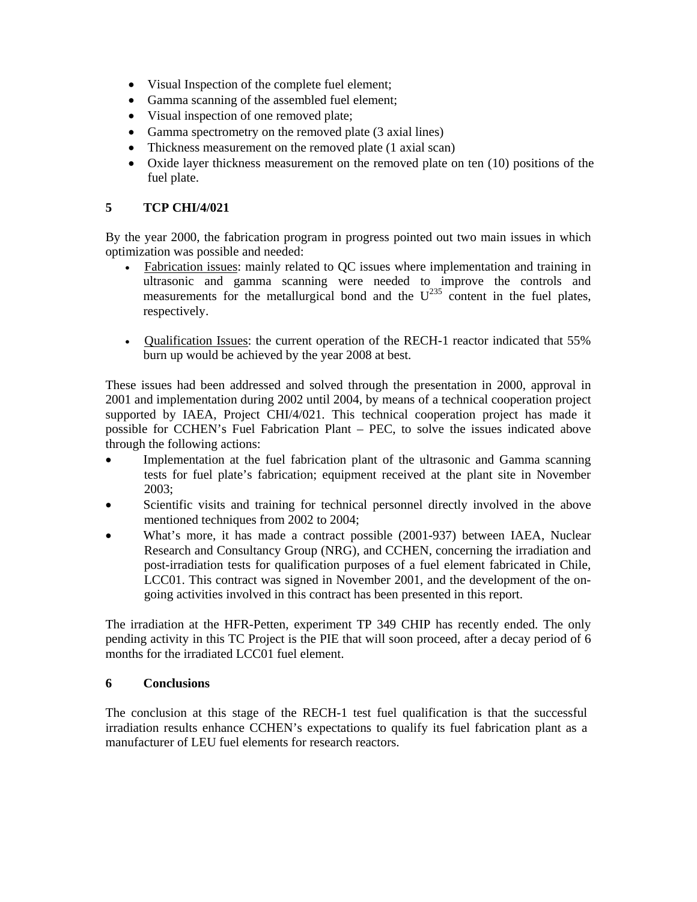- Visual Inspection of the complete fuel element;
- Gamma scanning of the assembled fuel element;
- Visual inspection of one removed plate;
- Gamma spectrometry on the removed plate (3 axial lines)
- Thickness measurement on the removed plate (1 axial scan)
- Oxide layer thickness measurement on the removed plate on ten (10) positions of the fuel plate.

## 5 TCP CHI/4/021

By the year 2000, the fabrication program in progress pointed out two main issues in which optimization was possible and needed:

- Fabrication issues: mainly related to QC issues where implementation and training in ultrasonic and gamma scanning were needed to improve the controls and measurements for the metallurgical bond and the $U^{235}$ content in the fuel plates, respectively.

- Qualification Issues: the current operation of the RECH-1 reactor indicated that 55% burn up would be achieved by the year 2008 at best.

These issues had been addressed and solved through the presentation in 2000, approval in 2001 and implementation during 2002 until 2004, by means of a technical cooperation project supported by IAEA, Project CHI/4/021. This technical cooperation project has made it possible for CCHEN's Fuel Fabrication Plant – PEC, to solve the issues indicated above through the following actions:

- Implementation at the fuel fabrication plant of the ultrasonic and Gamma scanning tests for fuel plate's fabrication; equipment received at the plant site in November 2003;
- Scientific visits and training for technical personnel directly involved in the above mentioned techniques from 2002 to 2004;
- What's more, it has made a contract possible (2001-937) between IAEA, Nuclear Research and Consultancy Group (NRG), and CCHEN, concerning the irradiation and post-irradiation tests for qualification purposes of a fuel element fabricated in Chile, LCC01. This contract was signed in November 2001, and the development of the on-going activities involved in this contract has been presented in this report.

The irradiation at the HFR-Petten, experiment TP 349 CHIP has recently ended. The only pending activity in this TC Project is the PIE that will soon proceed, after a decay period of 6 months for the irradiated LCC01 fuel element.

## 6 Conclusions

The conclusion at this stage of the RECH-1 test fuel qualification is that the successful irradiation results enhance CCHEN's expectations to qualify its fuel fabrication plant as a manufacturer of LEU fuel elements for research reactors.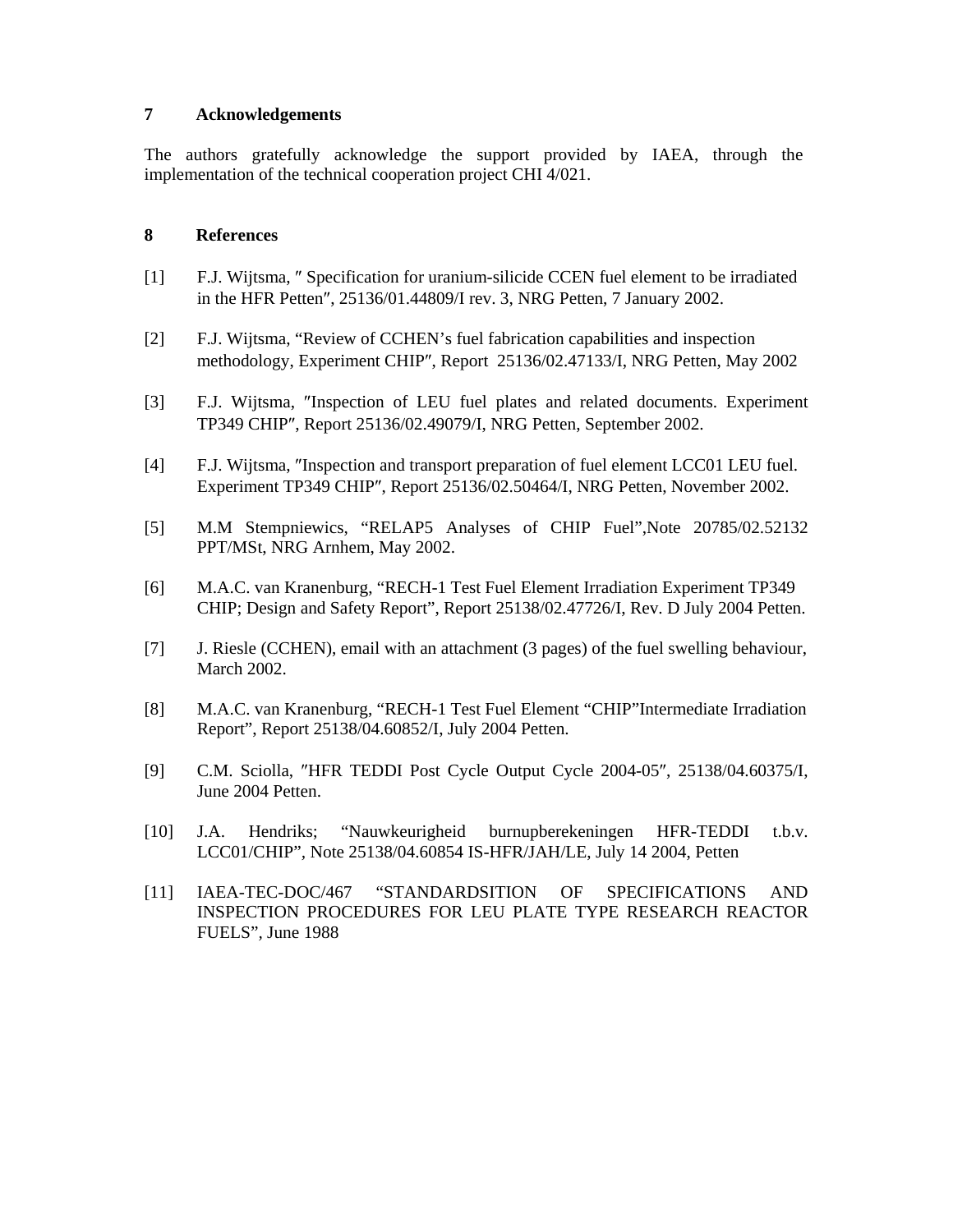## 7 Acknowledgements

The authors gratefully acknowledge the support provided by IAEA, through the implementation of the technical cooperation project CHI 4/021.

## 8 References

[1] F.J. Wijtsma, ″ Specification for uranium-silicide CCEN fuel element to be irradiated in the HFR Petten″, 25136/01.44809/I rev. 3, NRG Petten, 7 January 2002.

[2] F.J. Wijtsma, “Review of CCHEN’s fuel fabrication capabilities and inspection methodology, Experiment CHIP″, Report 25136/02.47133/I, NRG Petten, May 2002

[3] F.J. Wijtsma, ″Inspection of LEU fuel plates and related documents. Experiment TP349 CHIP″, Report 25136/02.49079/I, NRG Petten, September 2002.

[4] F.J. Wijtsma, ″Inspection and transport preparation of fuel element LCC01 LEU fuel. Experiment TP349 CHIP″, Report 25136/02.50464/I, NRG Petten, November 2002.

[5] M.M Stempniewics, “RELAP5 Analyses of CHIP Fuel”,Note 20785/02.52132 PPT/MSt, NRG Arnhem, May 2002.

[6] M.A.C. van Kranenburg, “RECH-1 Test Fuel Element Irradiation Experiment TP349 CHIP; Design and Safety Report”, Report 25138/02.47726/I, Rev. D July 2004 Petten.

[7] J. Riesle (CCHEN), email with an attachment (3 pages) of the fuel swelling behaviour, March 2002.

[8] M.A.C. van Kranenburg, “RECH-1 Test Fuel Element “CHIP”Intermediate Irradiation Report”, Report 25138/04.60852/I, July 2004 Petten.

[9] C.M. Sciolla, ″HFR TEDDI Post Cycle Output Cycle 2004-05″, 25138/04.60375/I, June 2004 Petten.

[10] J.A. Hendriks; “Nauwkeurigheid burnupberekeningen HFR-TEDDI t.b.v. LCC01/CHIP”, Note 25138/04.60854 IS-HFR/JAH/LE, July 14 2004, Petten

[11] IAEA-TEC-DOC/467 “STANDARDSITION OF SPECIFICATIONS AND INSPECTION PROCEDURES FOR LEU PLATE TYPE RESEARCH REACTOR FUELS”, June 1988